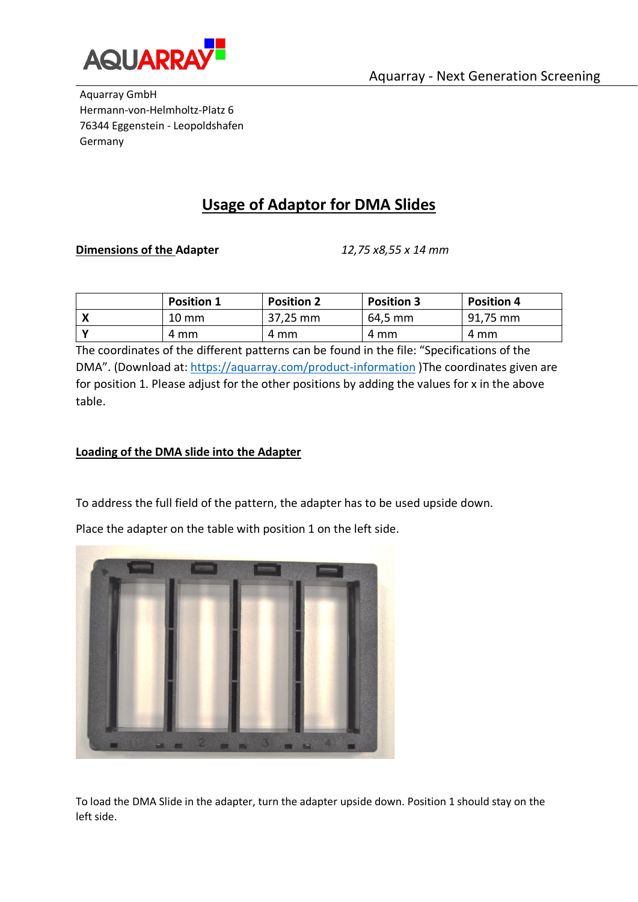Aquarray GmbH
Hermann-von-Helmholtz-Platz 6
76344 Eggenstein - Leopoldshafen
Germany

# Usage of Adaptor for DMA Slides

**Dimensions of the Adapter** *12,75 x8,55 x 14 mm*

| | Position 1 | Position 2 | Position 3 | Position 4 |
|---|---|---|---|---|
| **X** | 10 mm | 37,25 mm | 64,5 mm | 91,75 mm |
| **Y** | 4 mm | 4 mm | 4 mm | 4 mm |

The coordinates of the different patterns can be found in the file: “Specifications of the DMA”. (Download at: https://aquarray.com/product-information )The coordinates given are for position 1. Please adjust for the other positions by adding the values for x in the above table.

## Loading of the DMA slide into the Adapter

To address the full field of the pattern, the adapter has to be used upside down.

Place the adapter on the table with position 1 on the left side.

To load the DMA Slide in the adapter, turn the adapter upside down. Position 1 should stay on the left side.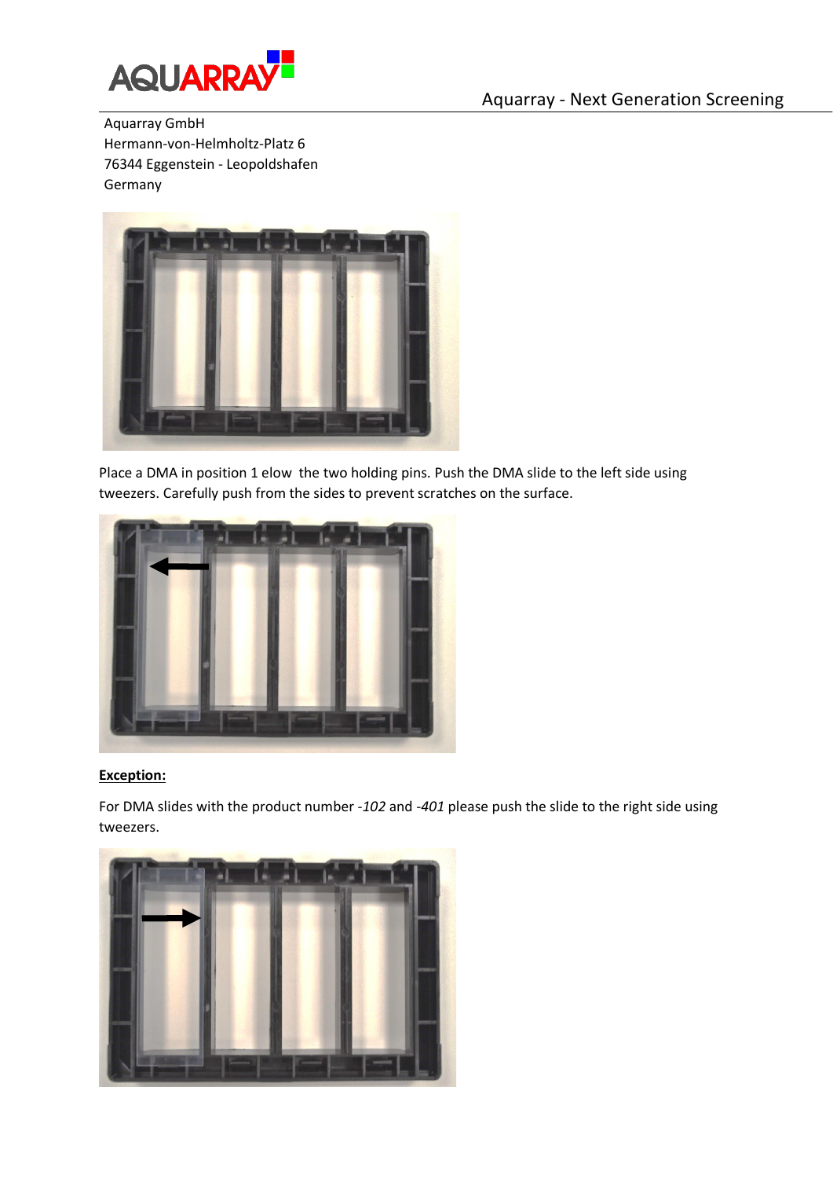Aquarray GmbH
Hermann-von-Helmholtz-Platz 6
76344 Eggenstein - Leopoldshafen
Germany

Place a DMA in position 1 elow the two holding pins. Push the DMA slide to the left side using tweezers. Carefully push from the sides to prevent scratches on the surface.

**Exception:**

For DMA slides with the product number *-102* and *-401* please push the slide to the right side using tweezers.